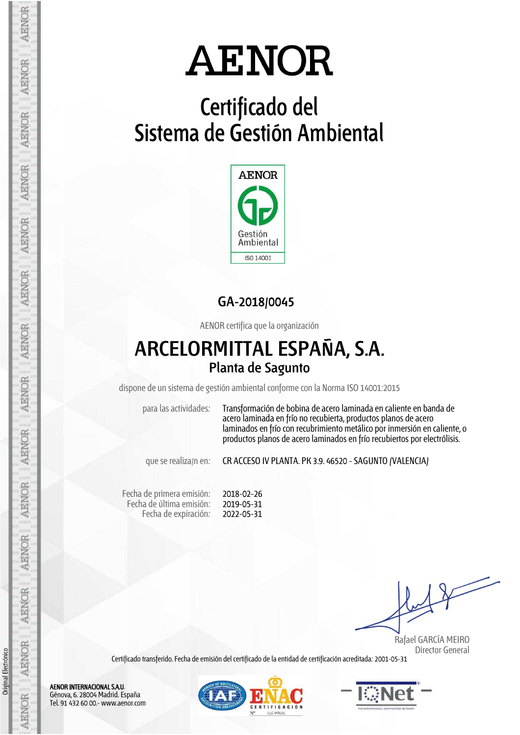# AENOR

## Certificado del Sistema de Gestión Ambiental

AENOR
Gestión Ambiental
ISO 14001

**GA-2018/0045**

AENOR certifica que la organización

# ARCELORMITTAL ESPAÑA, S.A.

## Planta de Sagunto

dispone de un sistema de gestión ambiental conforme con la Norma ISO 14001:2015

para las actividades: Transformación de bobina de acero laminada en caliente en banda de acero laminada en frío no recubierta, productos planos de acero laminados en frío con recubrimiento metálico por inmersión en caliente, o productos planos de acero laminados en frío recubiertos por electrólisis.

que se realiza/n en: CR ACCESO IV PLANTA. PK 3.9. 46520 - SAGUNTO (VALENCIA)

Fecha de primera emisión: 2018-02-26
Fecha de última emisión: 2019-05-31
Fecha de expiración: 2022-05-31

Rafael GARCÍA MEIRO
Director General

Certificado transferido. Fecha de emisión del certificado de la entidad de certificación acreditada: 2001-05-31

**AENOR INTERNACIONAL S.A.U.**
Génova, 6. 28004 Madrid. España
Tel. 91 432 60 00.- www.aenor.com

ENAC CERTIFICACIÓN Nº 01/C-MA001

IQNet

Original Electrónico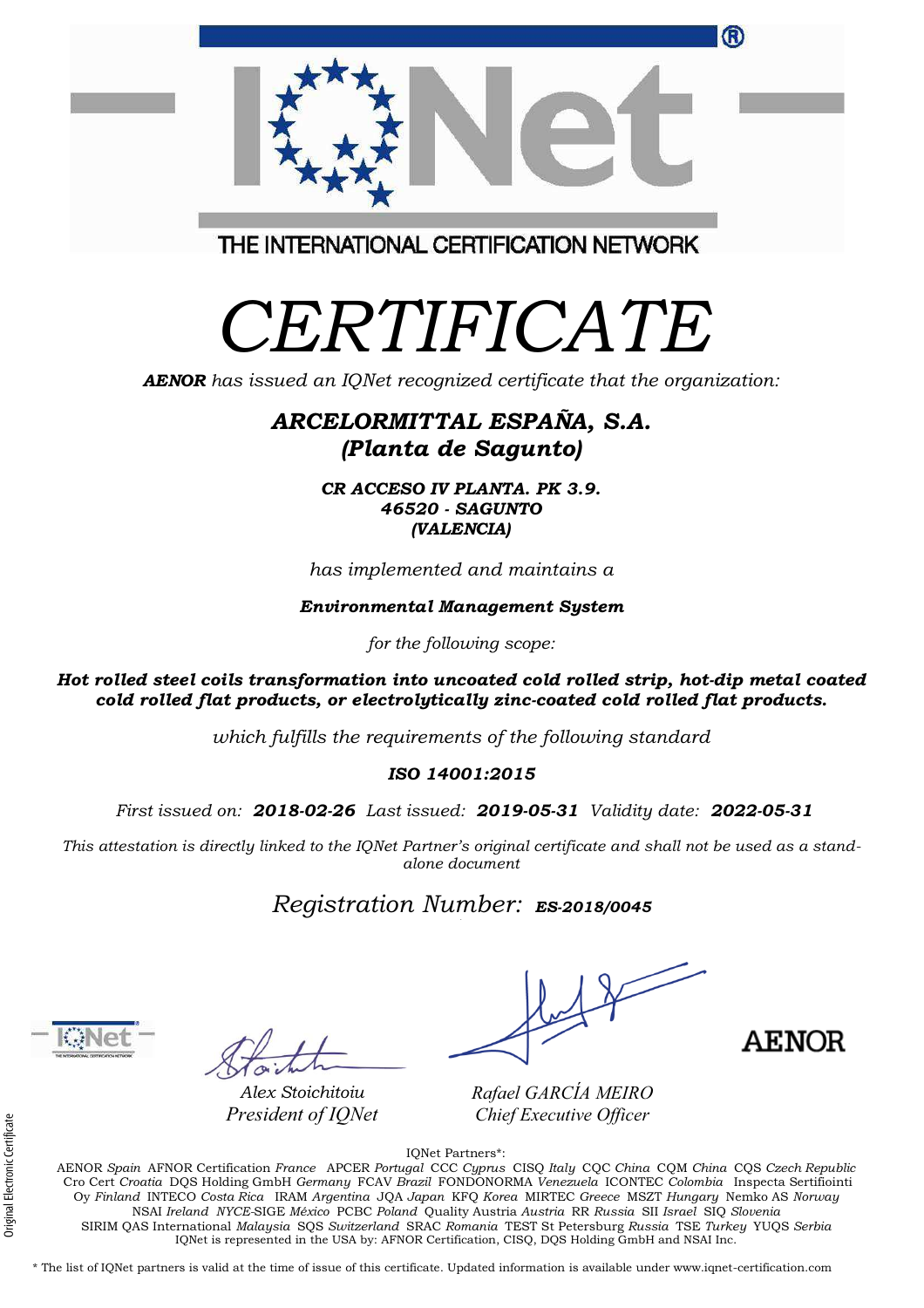THE INTERNATIONAL CERTIFICATION NETWORK

# CERTIFICATE

***AENOR** has issued an IQNet recognized certificate that the organization:*

## *ARCELORMITTAL ESPAÑA, S.A.*
## *(Planta de Sagunto)*

***CR ACCESO IV PLANTA. PK 3.9.***
***46520 - SAGUNTO***
***(VALENCIA)***

*has implemented and maintains a*

***Environmental Management System***

*for the following scope:*

***Hot rolled steel coils transformation into uncoated cold rolled strip, hot-dip metal coated cold rolled flat products, or electrolytically zinc-coated cold rolled flat products.***

*which fulfills the requirements of the following standard*

***ISO 14001:2015***

*First issued on:* ***2018-02-26*** *Last issued:* ***2019-05-31*** *Validity date:* ***2022-05-31***

*This attestation is directly linked to the IQNet Partner's original certificate and shall not be used as a stand-alone document*

*Registration Number:* ***ES-2018/0045***

*Alex Stoichitoiu*
*President of IQNet*

*Rafael GARCÍA MEIRO*
*Chief Executive Officer*

AENOR

Original Electronic Certificate

IQNet Partners*:

AENOR *Spain* AFNOR Certification *France* APCER *Portugal* CCC *Cyprus* CISQ *Italy* CQC *China* CQM *China* CQS *Czech Republic* Cro Cert *Croatia* DQS Holding GmbH *Germany* FCAV *Brazil* FONDONORMA *Venezuela* ICONTEC *Colombia* Inspecta Sertifiointi Oy *Finland* INTECO *Costa Rica* IRAM *Argentina* JQA *Japan* KFQ *Korea* MIRTEC *Greece* MSZT *Hungary* Nemko AS *Norway* NSAI *Ireland* *NYCE*-SIGE *México* PCBC *Poland* Quality Austria *Austria* RR *Russia* SII *Israel* SIQ *Slovenia* SIRIM QAS International *Malaysia* SQS *Switzerland* SRAC *Romania* TEST St Petersburg *Russia* TSE *Turkey* YUQS *Serbia*
IQNet is represented in the USA by: AFNOR Certification, CISQ, DQS Holding GmbH and NSAI Inc.

* The list of IQNet partners is valid at the time of issue of this certificate. Updated information is available under www.iqnet-certification.com